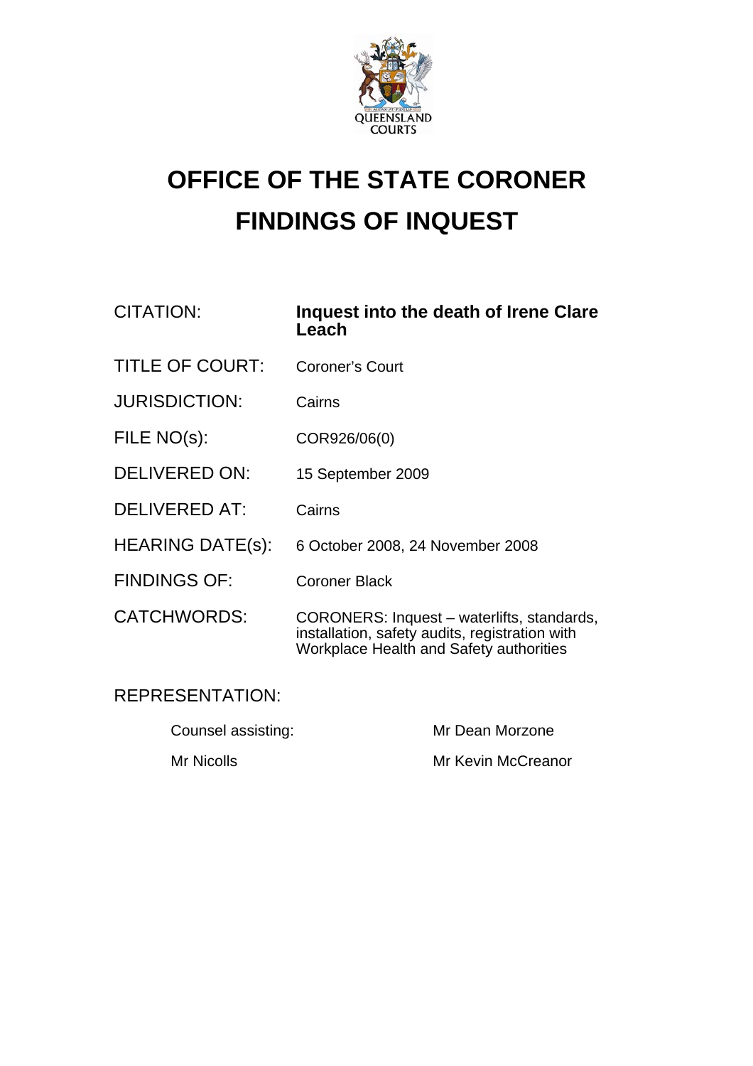QUEENSLAND COURTS

# OFFICE OF THE STATE CORONER

# FINDINGS OF INQUEST

| | |
|---|---|
| CITATION: | **Inquest into the death of Irene Clare Leach** |
| TITLE OF COURT: | Coroner's Court |
| JURISDICTION: | Cairns |
| FILE NO(s): | COR926/06(0) |
| DELIVERED ON: | 15 September 2009 |
| DELIVERED AT: | Cairns |
| HEARING DATE(s): | 6 October 2008, 24 November 2008 |
| FINDINGS OF: | Coroner Black |
| CATCHWORDS: | CORONERS: Inquest – waterlifts, standards, installation, safety audits, registration with Workplace Health and Safety authorities |

REPRESENTATION:

| | |
|---|---|
| Counsel assisting: | Mr Dean Morzone |
| Mr Nicolls | Mr Kevin McCreanor |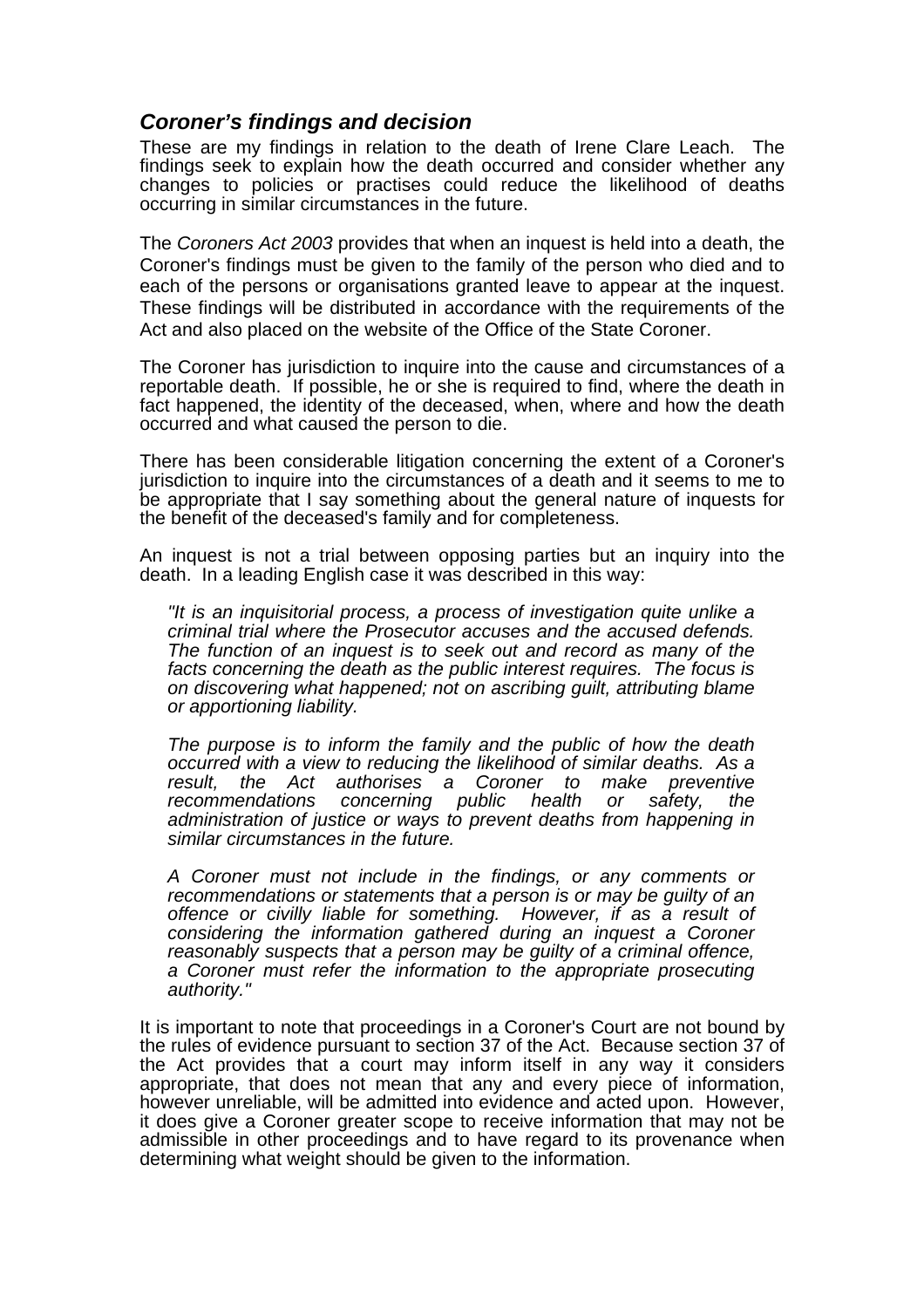## *Coroner's findings and decision*

These are my findings in relation to the death of Irene Clare Leach. The findings seek to explain how the death occurred and consider whether any changes to policies or practises could reduce the likelihood of deaths occurring in similar circumstances in the future.

The *Coroners Act 2003* provides that when an inquest is held into a death, the Coroner's findings must be given to the family of the person who died and to each of the persons or organisations granted leave to appear at the inquest. These findings will be distributed in accordance with the requirements of the Act and also placed on the website of the Office of the State Coroner.

The Coroner has jurisdiction to inquire into the cause and circumstances of a reportable death. If possible, he or she is required to find, where the death in fact happened, the identity of the deceased, when, where and how the death occurred and what caused the person to die.

There has been considerable litigation concerning the extent of a Coroner's jurisdiction to inquire into the circumstances of a death and it seems to me to be appropriate that I say something about the general nature of inquests for the benefit of the deceased's family and for completeness.

An inquest is not a trial between opposing parties but an inquiry into the death. In a leading English case it was described in this way:

> *"It is an inquisitorial process, a process of investigation quite unlike a criminal trial where the Prosecutor accuses and the accused defends. The function of an inquest is to seek out and record as many of the facts concerning the death as the public interest requires. The focus is on discovering what happened; not on ascribing guilt, attributing blame or apportioning liability.*
>
> *The purpose is to inform the family and the public of how the death occurred with a view to reducing the likelihood of similar deaths. As a result, the Act authorises a Coroner to make preventive recommendations concerning public health or safety, the administration of justice or ways to prevent deaths from happening in similar circumstances in the future.*
>
> *A Coroner must not include in the findings, or any comments or recommendations or statements that a person is or may be guilty of an offence or civilly liable for something. However, if as a result of considering the information gathered during an inquest a Coroner reasonably suspects that a person may be guilty of a criminal offence, a Coroner must refer the information to the appropriate prosecuting authority."*

It is important to note that proceedings in a Coroner's Court are not bound by the rules of evidence pursuant to section 37 of the Act. Because section 37 of the Act provides that a court may inform itself in any way it considers appropriate, that does not mean that any and every piece of information, however unreliable, will be admitted into evidence and acted upon. However, it does give a Coroner greater scope to receive information that may not be admissible in other proceedings and to have regard to its provenance when determining what weight should be given to the information.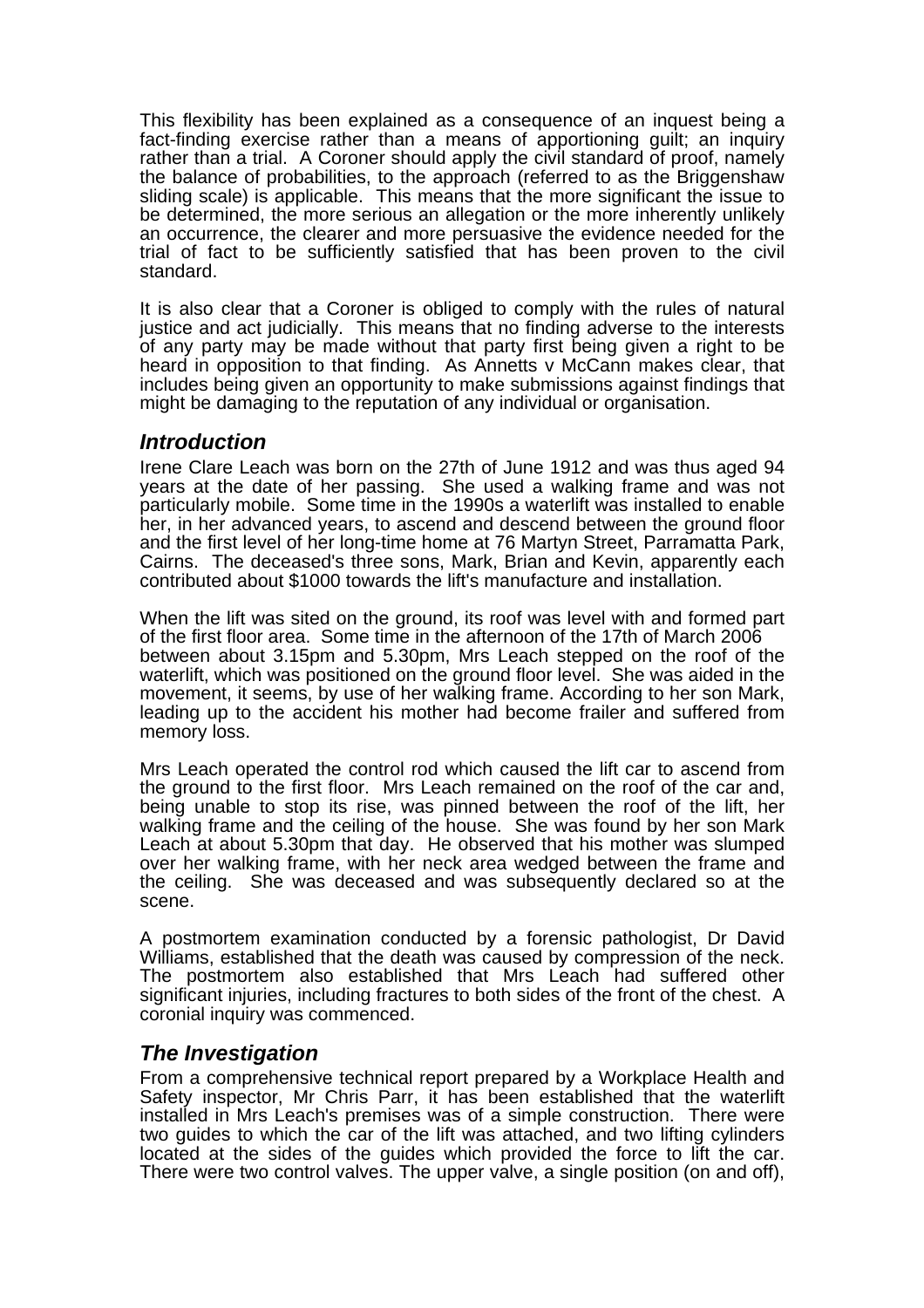This flexibility has been explained as a consequence of an inquest being a fact-finding exercise rather than a means of apportioning guilt; an inquiry rather than a trial. A Coroner should apply the civil standard of proof, namely the balance of probabilities, to the approach (referred to as the Briggenshaw sliding scale) is applicable. This means that the more significant the issue to be determined, the more serious an allegation or the more inherently unlikely an occurrence, the clearer and more persuasive the evidence needed for the trial of fact to be sufficiently satisfied that has been proven to the civil standard.

It is also clear that a Coroner is obliged to comply with the rules of natural justice and act judicially. This means that no finding adverse to the interests of any party may be made without that party first being given a right to be heard in opposition to that finding. As Annetts v McCann makes clear, that includes being given an opportunity to make submissions against findings that might be damaging to the reputation of any individual or organisation.

## *Introduction*

Irene Clare Leach was born on the 27th of June 1912 and was thus aged 94 years at the date of her passing. She used a walking frame and was not particularly mobile. Some time in the 1990s a waterlift was installed to enable her, in her advanced years, to ascend and descend between the ground floor and the first level of her long-time home at 76 Martyn Street, Parramatta Park, Cairns. The deceased's three sons, Mark, Brian and Kevin, apparently each contributed about $1000 towards the lift's manufacture and installation.

When the lift was sited on the ground, its roof was level with and formed part of the first floor area. Some time in the afternoon of the 17th of March 2006 between about 3.15pm and 5.30pm, Mrs Leach stepped on the roof of the waterlift, which was positioned on the ground floor level. She was aided in the movement, it seems, by use of her walking frame. According to her son Mark, leading up to the accident his mother had become frailer and suffered from memory loss.

Mrs Leach operated the control rod which caused the lift car to ascend from the ground to the first floor. Mrs Leach remained on the roof of the car and, being unable to stop its rise, was pinned between the roof of the lift, her walking frame and the ceiling of the house. She was found by her son Mark Leach at about 5.30pm that day. He observed that his mother was slumped over her walking frame, with her neck area wedged between the frame and the ceiling. She was deceased and was subsequently declared so at the scene.

A postmortem examination conducted by a forensic pathologist, Dr David Williams, established that the death was caused by compression of the neck. The postmortem also established that Mrs Leach had suffered other significant injuries, including fractures to both sides of the front of the chest. A coronial inquiry was commenced.

## *The Investigation*

From a comprehensive technical report prepared by a Workplace Health and Safety inspector, Mr Chris Parr, it has been established that the waterlift installed in Mrs Leach's premises was of a simple construction. There were two guides to which the car of the lift was attached, and two lifting cylinders located at the sides of the guides which provided the force to lift the car. There were two control valves. The upper valve, a single position (on and off),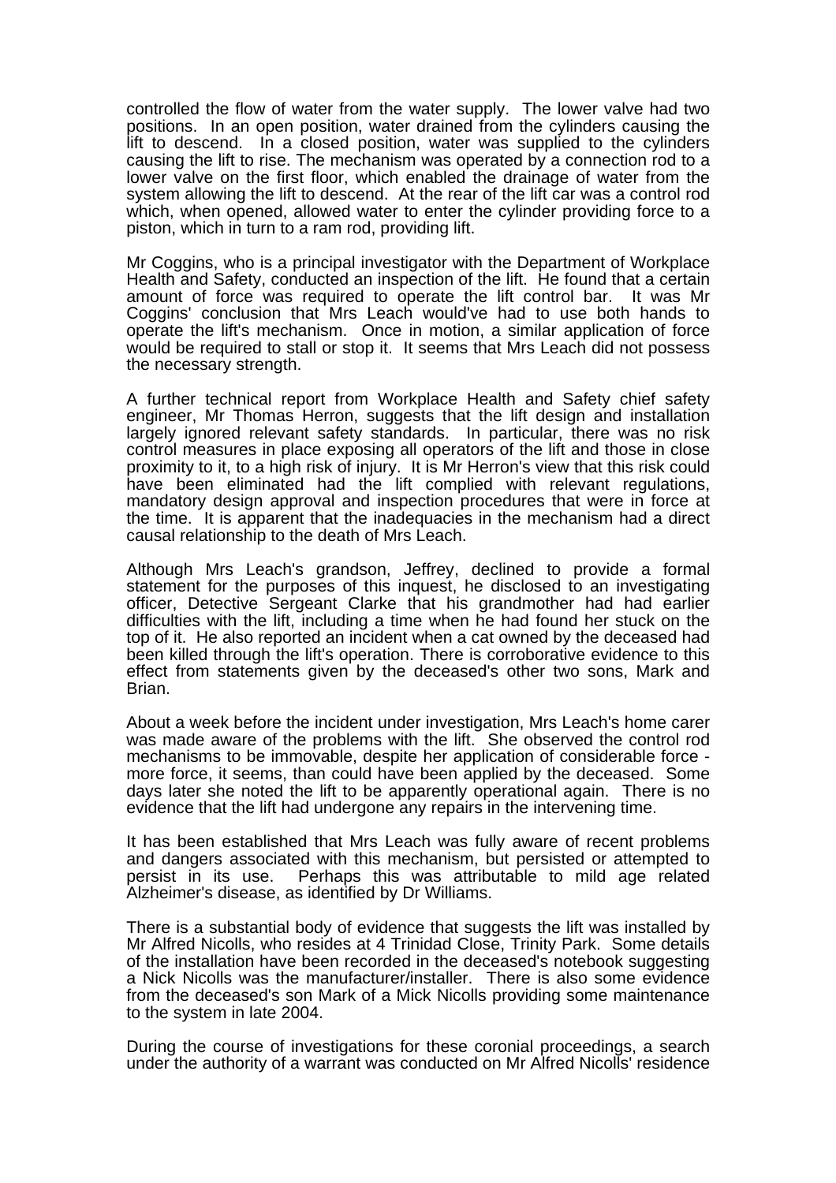controlled the flow of water from the water supply. The lower valve had two positions. In an open position, water drained from the cylinders causing the lift to descend. In a closed position, water was supplied to the cylinders causing the lift to rise. The mechanism was operated by a connection rod to a lower valve on the first floor, which enabled the drainage of water from the system allowing the lift to descend. At the rear of the lift car was a control rod which, when opened, allowed water to enter the cylinder providing force to a piston, which in turn to a ram rod, providing lift.

Mr Coggins, who is a principal investigator with the Department of Workplace Health and Safety, conducted an inspection of the lift. He found that a certain amount of force was required to operate the lift control bar. It was Mr Coggins' conclusion that Mrs Leach would've had to use both hands to operate the lift's mechanism. Once in motion, a similar application of force would be required to stall or stop it. It seems that Mrs Leach did not possess the necessary strength.

A further technical report from Workplace Health and Safety chief safety engineer, Mr Thomas Herron, suggests that the lift design and installation largely ignored relevant safety standards. In particular, there was no risk control measures in place exposing all operators of the lift and those in close proximity to it, to a high risk of injury. It is Mr Herron's view that this risk could have been eliminated had the lift complied with relevant regulations, mandatory design approval and inspection procedures that were in force at the time. It is apparent that the inadequacies in the mechanism had a direct causal relationship to the death of Mrs Leach.

Although Mrs Leach's grandson, Jeffrey, declined to provide a formal statement for the purposes of this inquest, he disclosed to an investigating officer, Detective Sergeant Clarke that his grandmother had had earlier difficulties with the lift, including a time when he had found her stuck on the top of it. He also reported an incident when a cat owned by the deceased had been killed through the lift's operation. There is corroborative evidence to this effect from statements given by the deceased's other two sons, Mark and Brian.

About a week before the incident under investigation, Mrs Leach's home carer was made aware of the problems with the lift. She observed the control rod mechanisms to be immovable, despite her application of considerable force - more force, it seems, than could have been applied by the deceased. Some days later she noted the lift to be apparently operational again. There is no evidence that the lift had undergone any repairs in the intervening time.

It has been established that Mrs Leach was fully aware of recent problems and dangers associated with this mechanism, but persisted or attempted to persist in its use. Perhaps this was attributable to mild age related Alzheimer's disease, as identified by Dr Williams.

There is a substantial body of evidence that suggests the lift was installed by Mr Alfred Nicolls, who resides at 4 Trinidad Close, Trinity Park. Some details of the installation have been recorded in the deceased's notebook suggesting a Nick Nicolls was the manufacturer/installer. There is also some evidence from the deceased's son Mark of a Mick Nicolls providing some maintenance to the system in late 2004.

During the course of investigations for these coronial proceedings, a search under the authority of a warrant was conducted on Mr Alfred Nicolls' residence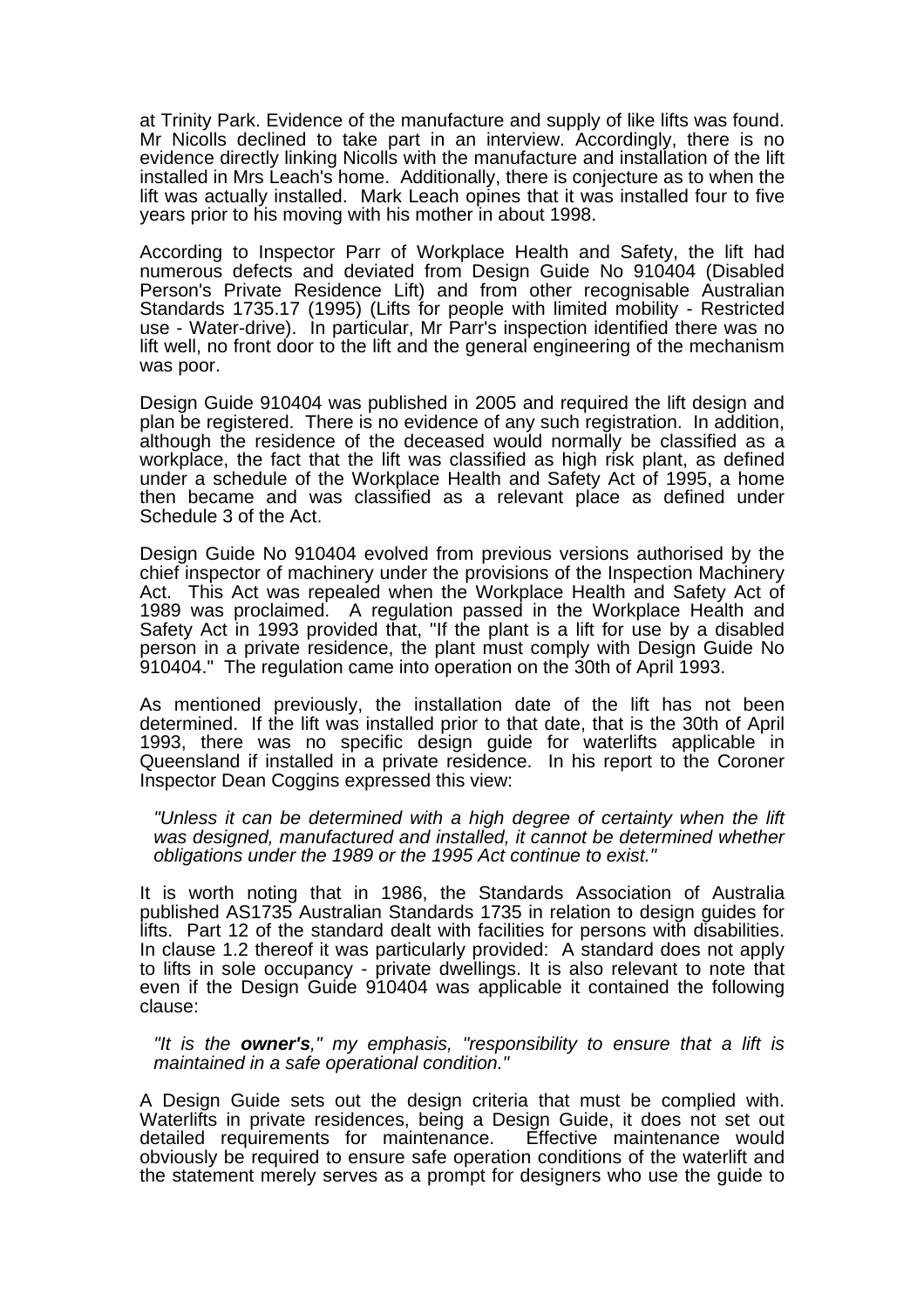at Trinity Park. Evidence of the manufacture and supply of like lifts was found. Mr Nicolls declined to take part in an interview. Accordingly, there is no evidence directly linking Nicolls with the manufacture and installation of the lift installed in Mrs Leach's home. Additionally, there is conjecture as to when the lift was actually installed. Mark Leach opines that it was installed four to five years prior to his moving with his mother in about 1998.

According to Inspector Parr of Workplace Health and Safety, the lift had numerous defects and deviated from Design Guide No 910404 (Disabled Person's Private Residence Lift) and from other recognisable Australian Standards 1735.17 (1995) (Lifts for people with limited mobility - Restricted use - Water-drive). In particular, Mr Parr's inspection identified there was no lift well, no front door to the lift and the general engineering of the mechanism was poor.

Design Guide 910404 was published in 2005 and required the lift design and plan be registered. There is no evidence of any such registration. In addition, although the residence of the deceased would normally be classified as a workplace, the fact that the lift was classified as high risk plant, as defined under a schedule of the Workplace Health and Safety Act of 1995, a home then became and was classified as a relevant place as defined under Schedule 3 of the Act.

Design Guide No 910404 evolved from previous versions authorised by the chief inspector of machinery under the provisions of the Inspection Machinery Act. This Act was repealed when the Workplace Health and Safety Act of 1989 was proclaimed. A regulation passed in the Workplace Health and Safety Act in 1993 provided that, "If the plant is a lift for use by a disabled person in a private residence, the plant must comply with Design Guide No 910404." The regulation came into operation on the 30th of April 1993.

As mentioned previously, the installation date of the lift has not been determined. If the lift was installed prior to that date, that is the 30th of April 1993, there was no specific design guide for waterlifts applicable in Queensland if installed in a private residence. In his report to the Coroner Inspector Dean Coggins expressed this view:

> *"Unless it can be determined with a high degree of certainty when the lift was designed, manufactured and installed, it cannot be determined whether obligations under the 1989 or the 1995 Act continue to exist."*

It is worth noting that in 1986, the Standards Association of Australia published AS1735 Australian Standards 1735 in relation to design guides for lifts. Part 12 of the standard dealt with facilities for persons with disabilities. In clause 1.2 thereof it was particularly provided: A standard does not apply to lifts in sole occupancy - private dwellings. It is also relevant to note that even if the Design Guide 910404 was applicable it contained the following clause:

> *"It is the **owner's**," my emphasis, "responsibility to ensure that a lift is maintained in a safe operational condition."*

A Design Guide sets out the design criteria that must be complied with. Waterlifts in private residences, being a Design Guide, it does not set out detailed requirements for maintenance. Effective maintenance would obviously be required to ensure safe operation conditions of the waterlift and the statement merely serves as a prompt for designers who use the guide to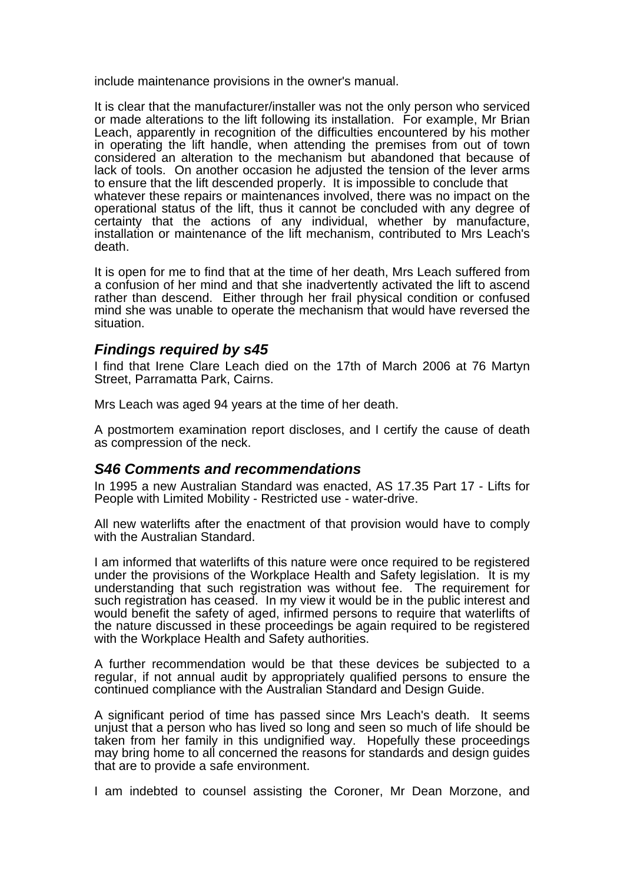include maintenance provisions in the owner's manual.

It is clear that the manufacturer/installer was not the only person who serviced or made alterations to the lift following its installation. For example, Mr Brian Leach, apparently in recognition of the difficulties encountered by his mother in operating the lift handle, when attending the premises from out of town considered an alteration to the mechanism but abandoned that because of lack of tools. On another occasion he adjusted the tension of the lever arms to ensure that the lift descended properly. It is impossible to conclude that whatever these repairs or maintenances involved, there was no impact on the operational status of the lift, thus it cannot be concluded with any degree of certainty that the actions of any individual, whether by manufacture, installation or maintenance of the lift mechanism, contributed to Mrs Leach's death.

It is open for me to find that at the time of her death, Mrs Leach suffered from a confusion of her mind and that she inadvertently activated the lift to ascend rather than descend. Either through her frail physical condition or confused mind she was unable to operate the mechanism that would have reversed the situation.

## *Findings required by s45*

I find that Irene Clare Leach died on the 17th of March 2006 at 76 Martyn Street, Parramatta Park, Cairns.

Mrs Leach was aged 94 years at the time of her death.

A postmortem examination report discloses, and I certify the cause of death as compression of the neck.

## *S46 Comments and recommendations*

In 1995 a new Australian Standard was enacted, AS 17.35 Part 17 - Lifts for People with Limited Mobility - Restricted use - water-drive.

All new waterlifts after the enactment of that provision would have to comply with the Australian Standard.

I am informed that waterlifts of this nature were once required to be registered under the provisions of the Workplace Health and Safety legislation. It is my understanding that such registration was without fee. The requirement for such registration has ceased. In my view it would be in the public interest and would benefit the safety of aged, infirmed persons to require that waterlifts of the nature discussed in these proceedings be again required to be registered with the Workplace Health and Safety authorities.

A further recommendation would be that these devices be subjected to a regular, if not annual audit by appropriately qualified persons to ensure the continued compliance with the Australian Standard and Design Guide.

A significant period of time has passed since Mrs Leach's death. It seems unjust that a person who has lived so long and seen so much of life should be taken from her family in this undignified way. Hopefully these proceedings may bring home to all concerned the reasons for standards and design guides that are to provide a safe environment.

I am indebted to counsel assisting the Coroner, Mr Dean Morzone, and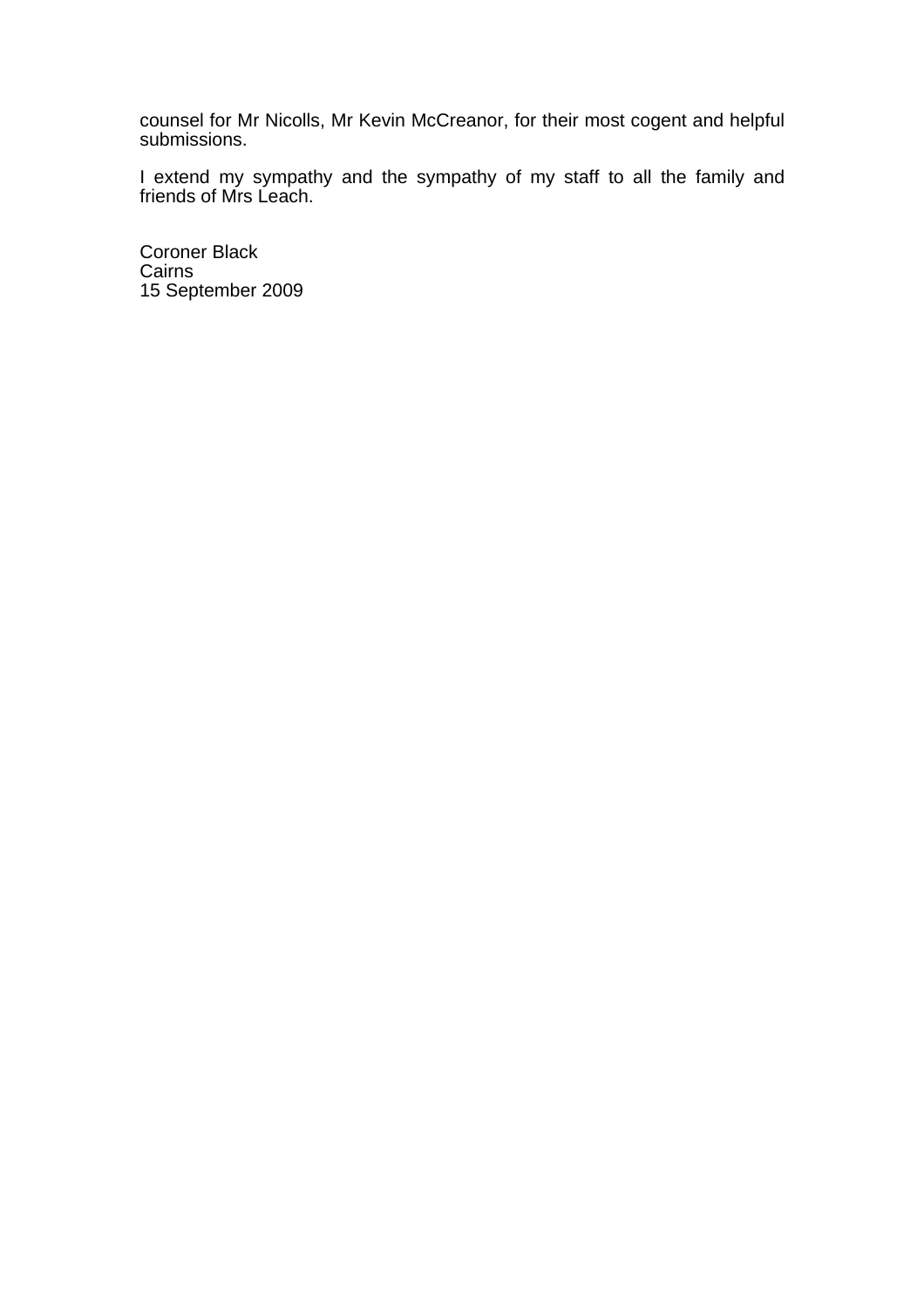counsel for Mr Nicolls, Mr Kevin McCreanor, for their most cogent and helpful submissions.

I extend my sympathy and the sympathy of my staff to all the family and friends of Mrs Leach.

Coroner Black
Cairns
15 September 2009